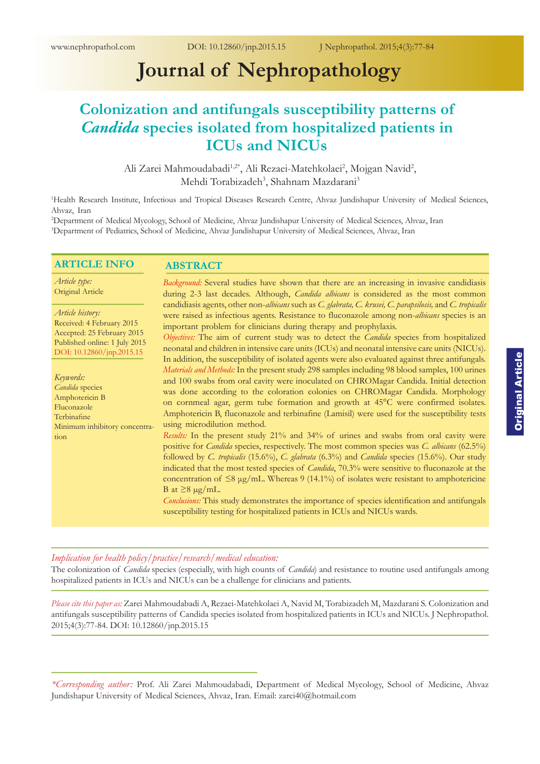# Journal of Nephropathology

## Colonization and antifungals susceptibility patterns of *Candida* species isolated from hospitalized patients in ICUs and NICUs

Ali Zarei Mahmoudabadi[1,2*], Ali Rezaei-Matehkolaei[2], Mojgan Navid[2], Mehdi Torabizadeh[3], Shahnam Mazdarani[3]

[1]Health Research Institute, Infectious and Tropical Diseases Research Centre, Ahvaz Jundishapur University of Medical Sciences, Ahvaz, Iran
[2]Department of Medical Mycology, School of Medicine, Ahvaz Jundishapur University of Medical Sciences, Ahvaz, Iran
[3]Department of Pediatrics, School of Medicine, Ahvaz Jundishapur University of Medical Sciences, Ahvaz, Iran

### ARTICLE INFO

*Article type:*
Original Article

*Article history:*
Received: 4 February 2015
Accepted: 25 February 2015
Published online: 1 July 2015
DOI: 10.12860/jnp.2015.15

*Keywords:*
*Candida* species
Amphotericin B
Fluconazole
Terbinafine
Minimum inhibitory concentration

### ABSTRACT

*Background:* Several studies have shown that there are an increasing in invasive candidiasis during 2-3 last decades. Although, *Candida albicans* is considered as the most common candidiasis agents, other non-*albicans* such as *C. glabrata, C. krusei, C. parapsilosis,* and *C. tropicalis* were raised as infectious agents. Resistance to fluconazole among non-*albicans* species is an important problem for clinicians during therapy and prophylaxis.

*Objectives:* The aim of current study was to detect the *Candida* species from hospitalized neonatal and children in intensive care units (ICUs) and neonatal intensive care units (NICUs). In addition, the susceptibility of isolated agents were also evaluated against three antifungals.

*Materials and Methods:* In the present study 298 samples including 98 blood samples, 100 urines and 100 swabs from oral cavity were inoculated on CHROMagar Candida. Initial detection was done according to the coloration colonies on CHROMagar Candida. Morphology on cornmeal agar, germ tube formation and growth at 45°C were confirmed isolates. Amphotericin B, fluconazole and terbinafine (Lamisil) were used for the susceptibility tests using microdilution method.

*Results:* In the present study 21% and 34% of urines and swabs from oral cavity were positive for *Candida* species, respectively. The most common species was *C. albicans* (62.5%) followed by *C. tropicalis* (15.6%), *C. glabrata* (6.3%) and *Candida* species (15.6%). Our study indicated that the most tested species of *Candida*, 70.3% were sensitive to fluconazole at the concentration of ≤8 µg/mL. Whereas 9 (14.1%) of isolates were resistant to amphotericine B at ≥8 µg/mL.

*Conclusions:* This study demonstrates the importance of species identification and antifungals susceptibility testing for hospitalized patients in ICUs and NICUs wards.

*Implication for health policy/practice/research/medical education:*
The colonization of *Candida* species (especially, with high counts of *Candida*) and resistance to routine used antifungals among hospitalized patients in ICUs and NICUs can be a challenge for clinicians and patients.

*Please cite this paper as:* Zarei Mahmoudabadi A, Rezaei-Matehkolaei A, Navid M, Torabizadeh M, Mazdarani S. Colonization and antifungals susceptibility patterns of Candida species isolated from hospitalized patients in ICUs and NICUs. J Nephropathol. 2015;4(3):77-84. DOI: 10.12860/jnp.2015.15

*\*Corresponding author:* Prof. Ali Zarei Mahmoudabadi, Department of Medical Mycology, School of Medicine, Ahvaz Jundishapur University of Medical Sciences, Ahvaz, Iran. Email: zarei40@hotmail.com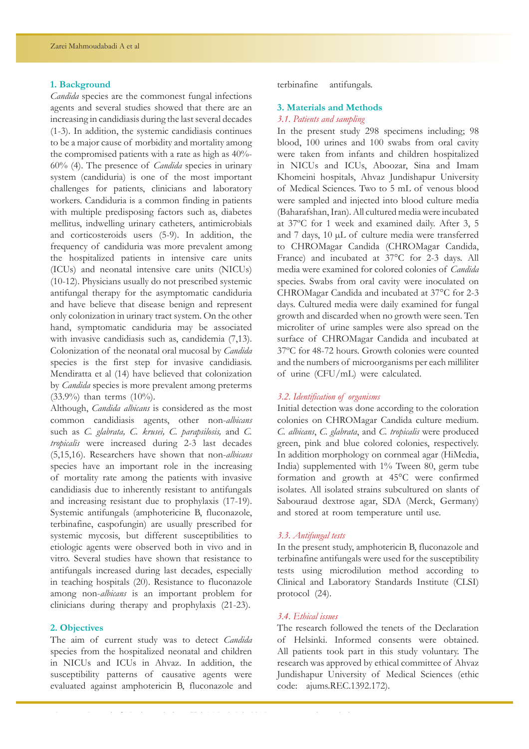## 1. Background

*Candida* species are the commonest fungal infections agents and several studies showed that there are an increasing in candidiasis during the last several decades (1-3). In addition, the systemic candidiasis continues to be a major cause of morbidity and mortality among the compromised patients with a rate as high as 40%-60% (4). The presence of *Candida* species in urinary system (candiduria) is one of the most important challenges for patients, clinicians and laboratory workers. Candiduria is a common finding in patients with multiple predisposing factors such as, diabetes mellitus, indwelling urinary catheters, antimicrobials and corticosteroids users (5-9). In addition, the frequency of candiduria was more prevalent among the hospitalized patients in intensive care units (ICUs) and neonatal intensive care units (NICUs) (10-12). Physicians usually do not prescribed systemic antifungal therapy for the asymptomatic candiduria and have believe that disease benign and represent only colonization in urinary tract system. On the other hand, symptomatic candiduria may be associated with invasive candidiasis such as, candidemia (7,13). Colonization of the neonatal oral mucosal by *Candida* species is the first step for invasive candidiasis. Mendiratta et al (14) have believed that colonization by *Candida* species is more prevalent among preterms (33.9%) than terms (10%).

Although, *Candida albicans* is considered as the most common candidiasis agents, other non-*albicans* such as *C. glabrata, C. krusei, C. parapsilosis,* and *C. tropicalis* were increased during 2-3 last decades (5,15,16). Researchers have shown that non-*albicans* species have an important role in the increasing of mortality rate among the patients with invasive candidiasis due to inherently resistant to antifungals and increasing resistant due to prophylaxis (17-19). Systemic antifungals (amphotericine B, fluconazole, terbinafine, caspofungin) are usually prescribed for systemic mycosis, but different susceptibilities to etiologic agents were observed both in vivo and in vitro. Several studies have shown that resistance to antifungals increased during last decades, especially in teaching hospitals (20). Resistance to fluconazole among non-*albicans* is an important problem for clinicians during therapy and prophylaxis (21-23).

## 2. Objectives

The aim of current study was to detect *Candida* species from the hospitalized neonatal and children in NICUs and ICUs in Ahvaz. In addition, the susceptibility patterns of causative agents were evaluated against amphotericin B, fluconazole and terbinafine antifungals.

## 3. Materials and Methods

### 3.1. Patients and sampling

In the present study 298 specimens including; 98 blood, 100 urines and 100 swabs from oral cavity were taken from infants and children hospitalized in NICUs and ICUs, Aboozar, Sina and Imam Khomeini hospitals, Ahvaz Jundishapur University of Medical Sciences. Two to 5 mL of venous blood were sampled and injected into blood culture media (Baharafshan, Iran). All cultured media were incubated at 37°C for 1 week and examined daily. After 3, 5 and 7 days, 10 μL of culture media were transferred to CHROMagar Candida (CHROMagar Candida, France) and incubated at 37°C for 2-3 days. All media were examined for colored colonies of *Candida* species. Swabs from oral cavity were inoculated on CHROMagar Candida and incubated at 37°C for 2-3 days. Cultured media were daily examined for fungal growth and discarded when no growth were seen. Ten microliter of urine samples were also spread on the surface of CHROMagar Candida and incubated at 37ºC for 48-72 hours. Growth colonies were counted and the numbers of microorganisms per each milliliter of urine (CFU/mL) were calculated.

### 3.2. Identification of organisms

Initial detection was done according to the coloration colonies on CHROMagar Candida culture medium. *C. albicans*, *C. glabrata*, and *C. tropicalis* were produced green, pink and blue colored colonies, respectively. In addition morphology on cornmeal agar (HiMedia, India) supplemented with 1% Tween 80, germ tube formation and growth at 45°C were confirmed isolates. All isolated strains subcultured on slants of Sabouraud dextrose agar, SDA (Merck, Germany) and stored at room temperature until use.

### 3.3. Antifungal tests

In the present study, amphotericin B, fluconazole and terbinafine antifungals were used for the susceptibility tests using microdilution method according to Clinical and Laboratory Standards Institute (CLSI) protocol (24).

### 3.4. Ethical issues

The research followed the tenets of the Declaration of Helsinki. Informed consents were obtained. All patients took part in this study voluntary. The research was approved by ethical committee of Ahvaz Jundishapur University of Medical Sciences (ethic code: ajums.REC.1392.172).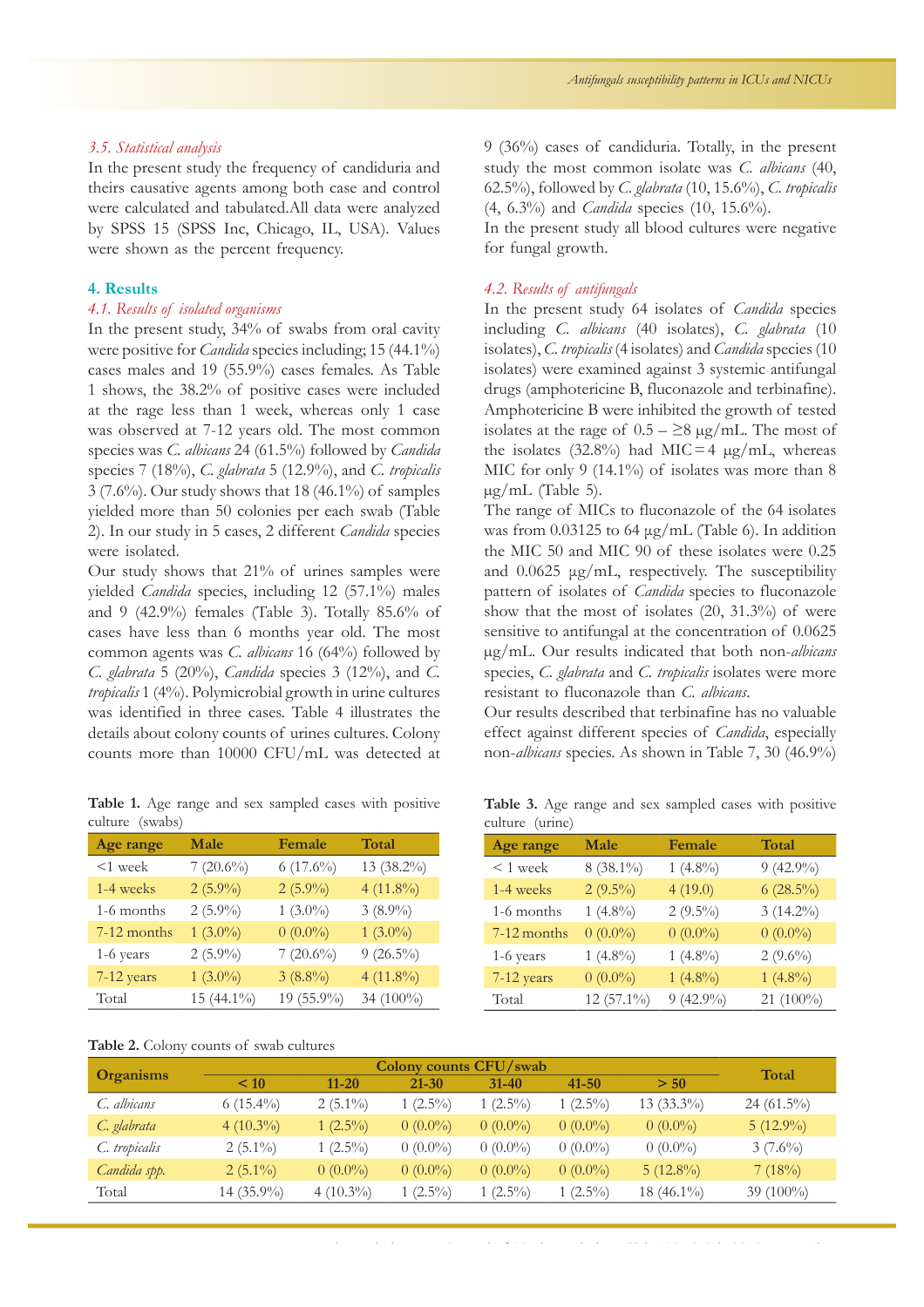### 3.5. Statistical analysis

In the present study the frequency of candiduria and theirs causative agents among both case and control were calculated and tabulated.All data were analyzed by SPSS 15 (SPSS Inc, Chicago, IL, USA). Values were shown as the percent frequency.

## 4. Results

### 4.1. Results of isolated organisms

In the present study, 34% of swabs from oral cavity were positive for *Candida* species including; 15 (44.1%) cases males and 19 (55.9%) cases females. As Table 1 shows, the 38.2% of positive cases were included at the rage less than 1 week, whereas only 1 case was observed at 7-12 years old. The most common species was *C. albicans* 24 (61.5%) followed by *Candida* species 7 (18%), *C. glabrata* 5 (12.9%), and *C. tropicalis* 3 (7.6%). Our study shows that 18 (46.1%) of samples yielded more than 50 colonies per each swab (Table 2). In our study in 5 cases, 2 different *Candida* species were isolated.

Our study shows that 21% of urines samples were yielded *Candida* species, including 12 (57.1%) males and 9 (42.9%) females (Table 3). Totally 85.6% of cases have less than 6 months year old. The most common agents was *C. albicans* 16 (64%) followed by *C. glabrata* 5 (20%), *Candida* species 3 (12%), and *C. tropicalis* 1 (4%). Polymicrobial growth in urine cultures was identified in three cases. Table 4 illustrates the details about colony counts of urines cultures. Colony counts more than 10000 CFU/mL was detected at 9 (36%) cases of candiduria. Totally, in the present study the most common isolate was *C. albicans* (40, 62.5%), followed by *C. glabrata* (10, 15.6%), *C. tropicalis* (4, 6.3%) and *Candida* species (10, 15.6%).

In the present study all blood cultures were negative for fungal growth.

### 4.2. Results of antifungals

In the present study 64 isolates of *Candida* species including *C. albicans* (40 isolates), *C. glabrata* (10 isolates), *C. tropicalis* (4 isolates) and *Candida* species (10 isolates) were examined against 3 systemic antifungal drugs (amphotericine B, fluconazole and terbinafine). Amphotericine B were inhibited the growth of tested isolates at the rage of 0.5 – ≥8 μg/mL. The most of the isolates (32.8%) had MIC=4 μg/mL, whereas MIC for only 9 (14.1%) of isolates was more than 8 μg/mL (Table 5).

The range of MICs to fluconazole of the 64 isolates was from 0.03125 to 64 μg/mL (Table 6). In addition the MIC 50 and MIC 90 of these isolates were 0.25 and 0.0625 μg/mL, respectively. The susceptibility pattern of isolates of *Candida* species to fluconazole show that the most of isolates (20, 31.3%) of were sensitive to antifungal at the concentration of 0.0625 μg/mL. Our results indicated that both non-*albicans* species, *C. glabrata* and *C. tropicalis* isolates were more resistant to fluconazole than *C. albicans*.

Our results described that terbinafine has no valuable effect against different species of *Candida*, especially non-*albicans* species. As shown in Table 7, 30 (46.9%)

**Table 1.** Age range and sex sampled cases with positive culture (swabs)

| Age range | Male | Female | Total |
|---|---|---|---|
| <1 week | 7 (20.6%) | 6 (17.6%) | 13 (38.2%) |
| 1-4 weeks | 2 (5.9%) | 2 (5.9%) | 4 (11.8%) |
| 1-6 months | 2 (5.9%) | 1 (3.0%) | 3 (8.9%) |
| 7-12 months | 1 (3.0%) | 0 (0.0%) | 1 (3.0%) |
| 1-6 years | 2 (5.9%) | 7 (20.6%) | 9 (26.5%) |
| 7-12 years | 1 (3.0%) | 3 (8.8%) | 4 (11.8%) |
| Total | 15 (44.1%) | 19 (55.9%) | 34 (100%) |

**Table 3.** Age range and sex sampled cases with positive culture (urine)

| Age range | Male | Female | Total |
|---|---|---|---|
| < 1 week | 8 (38.1%) | 1 (4.8%) | 9 (42.9%) |
| 1-4 weeks | 2 (9.5%) | 4 (19.0) | 6 (28.5%) |
| 1-6 months | 1 (4.8%) | 2 (9.5%) | 3 (14.2%) |
| 7-12 months | 0 (0.0%) | 0 (0.0%) | 0 (0.0%) |
| 1-6 years | 1 (4.8%) | 1 (4.8%) | 2 (9.6%) |
| 7-12 years | 0 (0.0%) | 1 (4.8%) | 1 (4.8%) |
| Total | 12 (57.1%) | 9 (42.9%) | 21 (100%) |

**Table 2.** Colony counts of swab cultures

| Organisms | Colony counts CFU/swab | | | | | | Total |
|---|---|---|---|---|---|---|---|
| | < 10 | 11-20 | 21-30 | 31-40 | 41-50 | > 50 | |
| *C. albicans* | 6 (15.4%) | 2 (5.1%) | 1 (2.5%) | 1 (2.5%) | 1 (2.5%) | 13 (33.3%) | 24 (61.5%) |
| *C. glabrata* | 4 (10.3%) | 1 (2.5%) | 0 (0.0%) | 0 (0.0%) | 0 (0.0%) | 0 (0.0%) | 5 (12.9%) |
| *C. tropicalis* | 2 (5.1%) | 1 (2.5%) | 0 (0.0%) | 0 (0.0%) | 0 (0.0%) | 0 (0.0%) | 3 (7.6%) |
| *Candida spp.* | 2 (5.1%) | 0 (0.0%) | 0 (0.0%) | 0 (0.0%) | 0 (0.0%) | 5 (12.8%) | 7 (18%) |
| Total | 14 (35.9%) | 4 (10.3%) | 1 (2.5%) | 1 (2.5%) | 1 (2.5%) | 18 (46.1%) | 39 (100%) |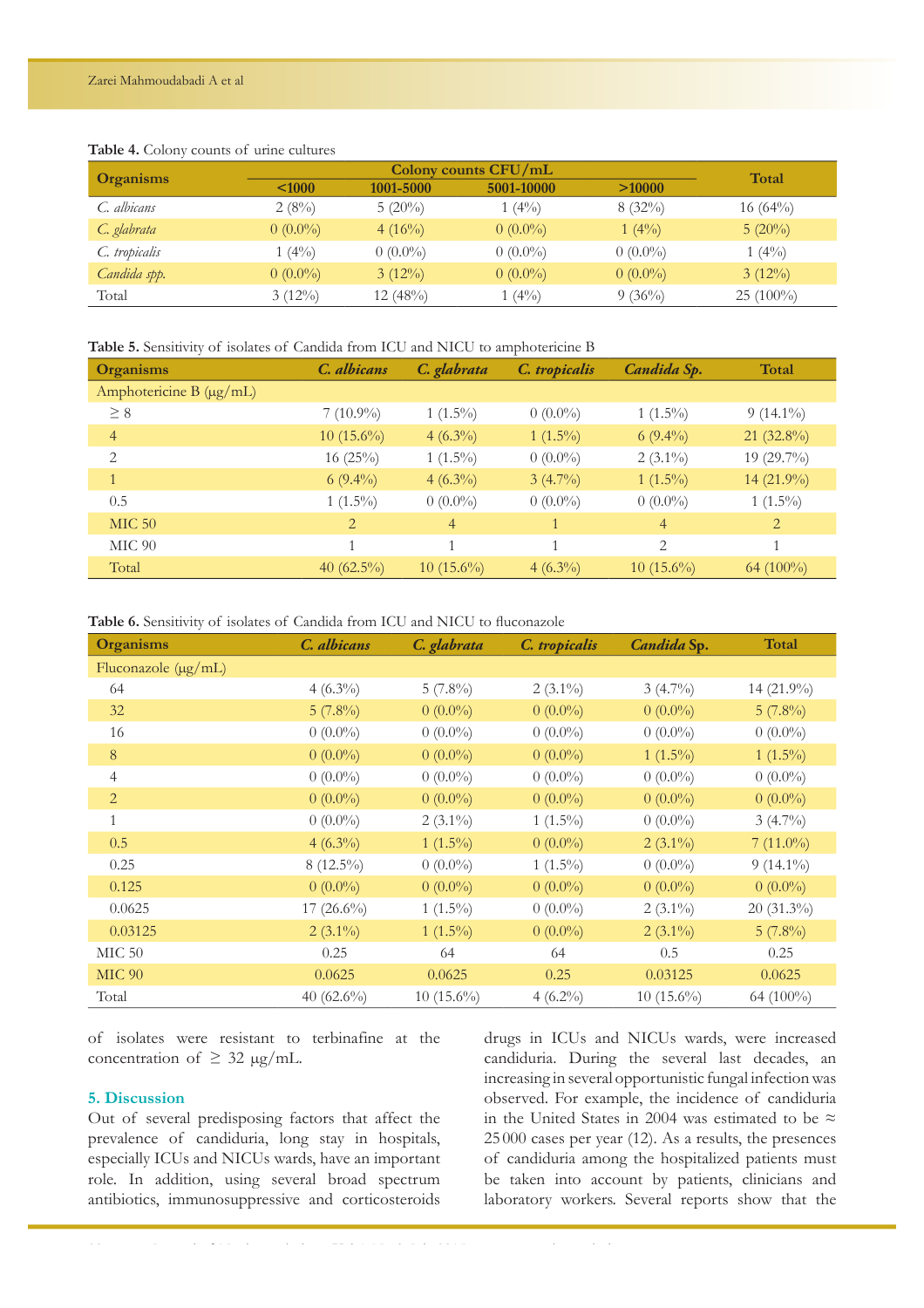**Table 4.** Colony counts of urine cultures

| Organisms | Colony counts CFU/mL | | | | Total |
|---|---|---|---|---|---|
| | <1000 | 1001-5000 | 5001-10000 | >10000 | |
| *C. albicans* | 2 (8%) | 5 (20%) | 1 (4%) | 8 (32%) | 16 (64%) |
| *C. glabrata* | 0 (0.0%) | 4 (16%) | 0 (0.0%) | 1 (4%) | 5 (20%) |
| *C. tropicalis* | 1 (4%) | 0 (0.0%) | 0 (0.0%) | 0 (0.0%) | 1 (4%) |
| *Candida spp.* | 0 (0.0%) | 3 (12%) | 0 (0.0%) | 0 (0.0%) | 3 (12%) |
| Total | 3 (12%) | 12 (48%) | 1 (4%) | 9 (36%) | 25 (100%) |

**Table 5.** Sensitivity of isolates of Candida from ICU and NICU to amphotericine B

| Organisms | *C. albicans* | *C. glabrata* | *C. tropicalis* | *Candida Sp.* | Total |
|---|---|---|---|---|---|
| Amphotericine B (μg/mL) | | | | | |
| ≥ 8 | 7 (10.9%) | 1 (1.5%) | 0 (0.0%) | 1 (1.5%) | 9 (14.1%) |
| 4 | 10 (15.6%) | 4 (6.3%) | 1 (1.5%) | 6 (9.4%) | 21 (32.8%) |
| 2 | 16 (25%) | 1 (1.5%) | 0 (0.0%) | 2 (3.1%) | 19 (29.7%) |
| 1 | 6 (9.4%) | 4 (6.3%) | 3 (4.7%) | 1 (1.5%) | 14 (21.9%) |
| 0.5 | 1 (1.5%) | 0 (0.0%) | 0 (0.0%) | 0 (0.0%) | 1 (1.5%) |
| MIC 50 | 2 | 4 | 1 | 4 | 2 |
| MIC 90 | 1 | 1 | 1 | 2 | 1 |
| Total | 40 (62.5%) | 10 (15.6%) | 4 (6.3%) | 10 (15.6%) | 64 (100%) |

**Table 6.** Sensitivity of isolates of Candida from ICU and NICU to fluconazole

| Organisms | *C. albicans* | *C. glabrata* | *C. tropicalis* | *Candida* Sp. | Total |
|---|---|---|---|---|---|
| Fluconazole (μg/mL) | | | | | |
| 64 | 4 (6.3%) | 5 (7.8%) | 2 (3.1%) | 3 (4.7%) | 14 (21.9%) |
| 32 | 5 (7.8%) | 0 (0.0%) | 0 (0.0%) | 0 (0.0%) | 5 (7.8%) |
| 16 | 0 (0.0%) | 0 (0.0%) | 0 (0.0%) | 0 (0.0%) | 0 (0.0%) |
| 8 | 0 (0.0%) | 0 (0.0%) | 0 (0.0%) | 1 (1.5%) | 1 (1.5%) |
| 4 | 0 (0.0%) | 0 (0.0%) | 0 (0.0%) | 0 (0.0%) | 0 (0.0%) |
| 2 | 0 (0.0%) | 0 (0.0%) | 0 (0.0%) | 0 (0.0%) | 0 (0.0%) |
| 1 | 0 (0.0%) | 2 (3.1%) | 1 (1.5%) | 0 (0.0%) | 3 (4.7%) |
| 0.5 | 4 (6.3%) | 1 (1.5%) | 0 (0.0%) | 2 (3.1%) | 7 (11.0%) |
| 0.25 | 8 (12.5%) | 0 (0.0%) | 1 (1.5%) | 0 (0.0%) | 9 (14.1%) |
| 0.125 | 0 (0.0%) | 0 (0.0%) | 0 (0.0%) | 0 (0.0%) | 0 (0.0%) |
| 0.0625 | 17 (26.6%) | 1 (1.5%) | 0 (0.0%) | 2 (3.1%) | 20 (31.3%) |
| 0.03125 | 2 (3.1%) | 1 (1.5%) | 0 (0.0%) | 2 (3.1%) | 5 (7.8%) |
| MIC 50 | 0.25 | 64 | 64 | 0.5 | 0.25 |
| MIC 90 | 0.0625 | 0.0625 | 0.25 | 0.03125 | 0.0625 |
| Total | 40 (62.6%) | 10 (15.6%) | 4 (6.2%) | 10 (15.6%) | 64 (100%) |

of isolates were resistant to terbinafine at the concentration of ≥ 32 μg/mL.

## 5. Discussion

Out of several predisposing factors that affect the prevalence of candiduria, long stay in hospitals, especially ICUs and NICUs wards, have an important role. In addition, using several broad spectrum antibiotics, immunosuppressive and corticosteroids drugs in ICUs and NICUs wards, were increased candiduria. During the several last decades, an increasing in several opportunistic fungal infection was observed. For example, the incidence of candiduria in the United States in 2004 was estimated to be ≈ 25 000 cases per year (12). As a results, the presences of candiduria among the hospitalized patients must be taken into account by patients, clinicians and laboratory workers. Several reports show that the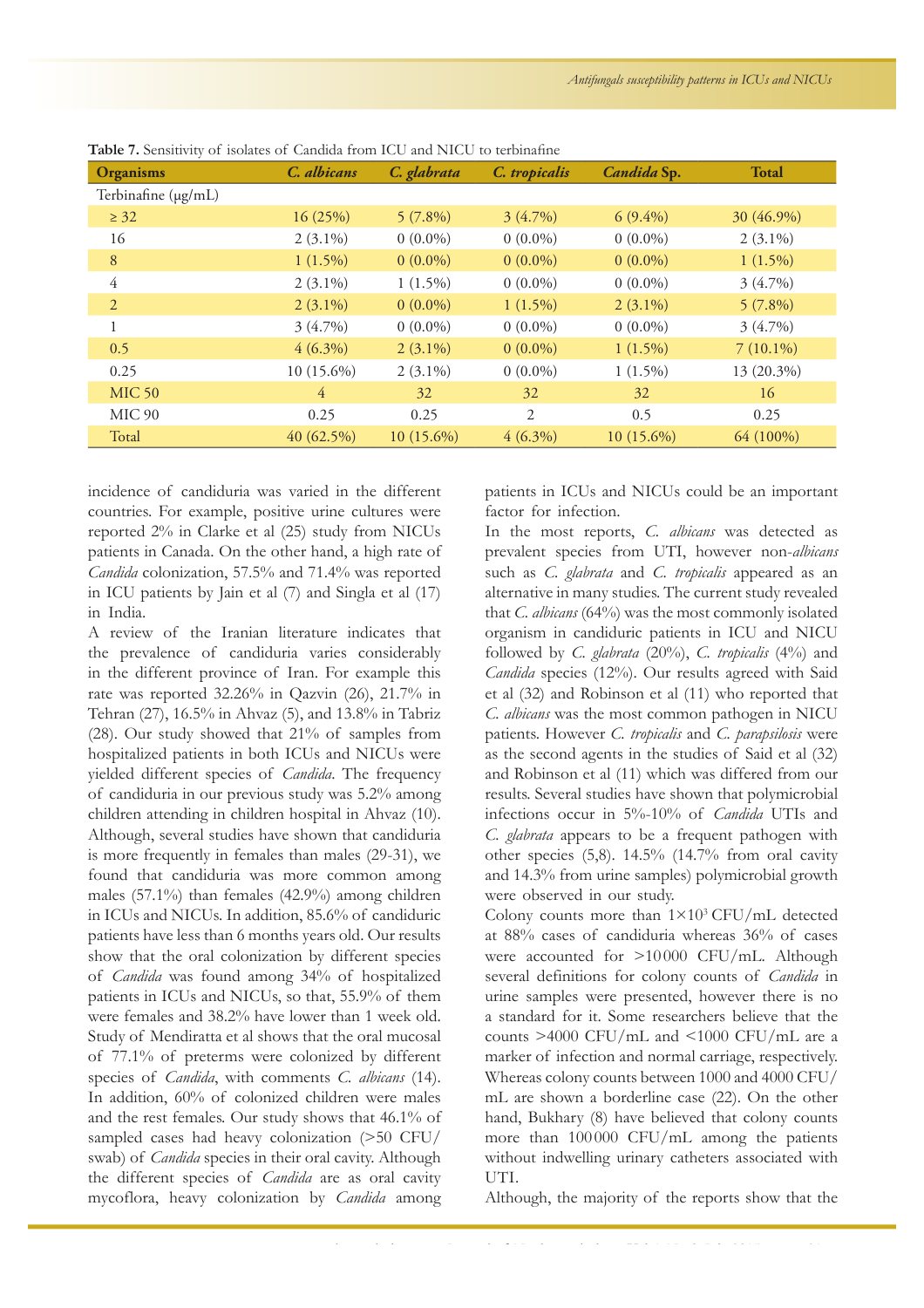**Table 7.** Sensitivity of isolates of Candida from ICU and NICU to terbinafine

| Organisms | *C. albicans* | *C. glabrata* | *C. tropicalis* | *Candida* Sp. | Total |
|---|---|---|---|---|---|
| Terbinafine (μg/mL) | | | | | |
| ≥ 32 | 16 (25%) | 5 (7.8%) | 3 (4.7%) | 6 (9.4%) | 30 (46.9%) |
| 16 | 2 (3.1%) | 0 (0.0%) | 0 (0.0%) | 0 (0.0%) | 2 (3.1%) |
| 8 | 1 (1.5%) | 0 (0.0%) | 0 (0.0%) | 0 (0.0%) | 1 (1.5%) |
| 4 | 2 (3.1%) | 1 (1.5%) | 0 (0.0%) | 0 (0.0%) | 3 (4.7%) |
| 2 | 2 (3.1%) | 0 (0.0%) | 1 (1.5%) | 2 (3.1%) | 5 (7.8%) |
| 1 | 3 (4.7%) | 0 (0.0%) | 0 (0.0%) | 0 (0.0%) | 3 (4.7%) |
| 0.5 | 4 (6.3%) | 2 (3.1%) | 0 (0.0%) | 1 (1.5%) | 7 (10.1%) |
| 0.25 | 10 (15.6%) | 2 (3.1%) | 0 (0.0%) | 1 (1.5%) | 13 (20.3%) |
| MIC 50 | 4 | 32 | 32 | 32 | 16 |
| MIC 90 | 0.25 | 0.25 | 2 | 0.5 | 0.25 |
| Total | 40 (62.5%) | 10 (15.6%) | 4 (6.3%) | 10 (15.6%) | 64 (100%) |

incidence of candiduria was varied in the different countries. For example, positive urine cultures were reported 2% in Clarke et al (25) study from NICUs patients in Canada. On the other hand, a high rate of *Candida* colonization, 57.5% and 71.4% was reported in ICU patients by Jain et al (7) and Singla et al (17) in India.

A review of the Iranian literature indicates that the prevalence of candiduria varies considerably in the different province of Iran. For example this rate was reported 32.26% in Qazvin (26), 21.7% in Tehran (27), 16.5% in Ahvaz (5), and 13.8% in Tabriz (28). Our study showed that 21% of samples from hospitalized patients in both ICUs and NICUs were yielded different species of *Candida*. The frequency of candiduria in our previous study was 5.2% among children attending in children hospital in Ahvaz (10). Although, several studies have shown that candiduria is more frequently in females than males (29-31), we found that candiduria was more common among males (57.1%) than females (42.9%) among children in ICUs and NICUs. In addition, 85.6% of candiduric patients have less than 6 months years old. Our results show that the oral colonization by different species of *Candida* was found among 34% of hospitalized patients in ICUs and NICUs, so that, 55.9% of them were females and 38.2% have lower than 1 week old. Study of Mendiratta et al shows that the oral mucosal of 77.1% of preterms were colonized by different species of *Candida*, with comments *C. albicans* (14). In addition, 60% of colonized children were males and the rest females. Our study shows that 46.1% of sampled cases had heavy colonization (>50 CFU/swab) of *Candida* species in their oral cavity. Although the different species of *Candida* are as oral cavity mycoflora, heavy colonization by *Candida* among patients in ICUs and NICUs could be an important factor for infection.

In the most reports, *C. albicans* was detected as prevalent species from UTI, however non-*albicans* such as *C. glabrata* and *C. tropicalis* appeared as an alternative in many studies. The current study revealed that *C. albicans* (64%) was the most commonly isolated organism in candiduric patients in ICU and NICU followed by *C. glabrata* (20%), *C. tropicalis* (4%) and *Candida* species (12%). Our results agreed with Said et al (32) and Robinson et al (11) who reported that *C. albicans* was the most common pathogen in NICU patients. However *C. tropicalis* and *C. parapsilosis* were as the second agents in the studies of Said et al (32) and Robinson et al (11) which was differed from our results. Several studies have shown that polymicrobial infections occur in 5%-10% of *Candida* UTIs and *C. glabrata* appears to be a frequent pathogen with other species (5,8). 14.5% (14.7% from oral cavity and 14.3% from urine samples) polymicrobial growth were observed in our study.

Colony counts more than $1\times10^3$ CFU/mL detected at 88% cases of candiduria whereas 36% of cases were accounted for >10 000 CFU/mL. Although several definitions for colony counts of *Candida* in urine samples were presented, however there is no a standard for it. Some researchers believe that the counts >4000 CFU/mL and <1000 CFU/mL are a marker of infection and normal carriage, respectively. Whereas colony counts between 1000 and 4000 CFU/mL are shown a borderline case (22). On the other hand, Bukhary (8) have believed that colony counts more than 100 000 CFU/mL among the patients without indwelling urinary catheters associated with UTI.

Although, the majority of the reports show that the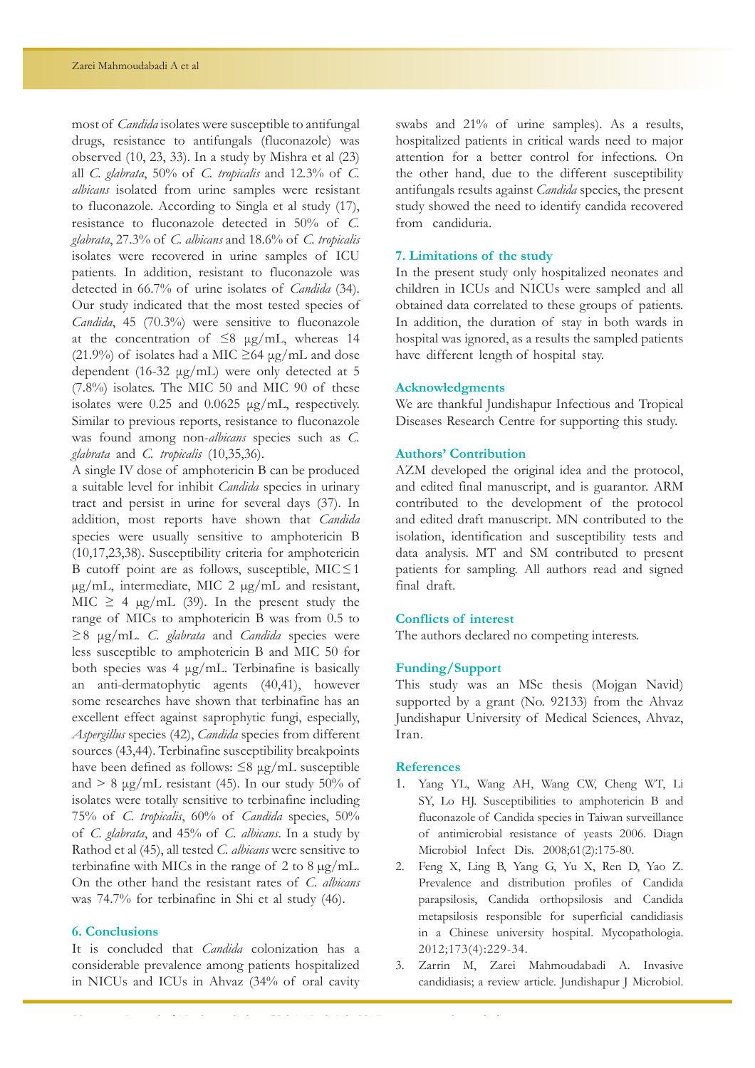most of *Candida* isolates were susceptible to antifungal drugs, resistance to antifungals (fluconazole) was observed (10, 23, 33). In a study by Mishra et al (23) all *C. glabrata*, 50% of *C. tropicalis* and 12.3% of *C. albicans* isolated from urine samples were resistant to fluconazole. According to Singla et al study (17), resistance to fluconazole detected in 50% of *C. glabrata*, 27.3% of *C. albicans* and 18.6% of *C. tropicalis* isolates were recovered in urine samples of ICU patients. In addition, resistant to fluconazole was detected in 66.7% of urine isolates of *Candida* (34). Our study indicated that the most tested species of *Candida*, 45 (70.3%) were sensitive to fluconazole at the concentration of ≤8 μg/mL, whereas 14 (21.9%) of isolates had a MIC ≥64 μg/mL and dose dependent (16-32 μg/mL) were only detected at 5 (7.8%) isolates. The MIC 50 and MIC 90 of these isolates were 0.25 and 0.0625 μg/mL, respectively. Similar to previous reports, resistance to fluconazole was found among non-*albicans* species such as *C. glabrata* and *C. tropicalis* (10,35,36).

A single IV dose of amphotericin B can be produced a suitable level for inhibit *Candida* species in urinary tract and persist in urine for several days (37). In addition, most reports have shown that *Candida* species were usually sensitive to amphotericin B (10,17,23,38). Susceptibility criteria for amphotericin B cutoff point are as follows, susceptible, MIC ≤ 1 μg/mL, intermediate, MIC 2 μg/mL and resistant, MIC ≥ 4 μg/mL (39). In the present study the range of MICs to amphotericin B was from 0.5 to ≥8 μg/mL. *C. glabrata* and *Candida* species were less susceptible to amphotericin B and MIC 50 for both species was 4 μg/mL. Terbinafine is basically an anti-dermatophytic agents (40,41), however some researches have shown that terbinafine has an excellent effect against saprophytic fungi, especially, *Aspergillus* species (42), *Candida* species from different sources (43,44). Terbinafine susceptibility breakpoints have been defined as follows: ≤8 μg/mL susceptible and > 8 μg/mL resistant (45). In our study 50% of isolates were totally sensitive to terbinafine including 75% of *C. tropicalis*, 60% of *Candida* species, 50% of *C. glabrata*, and 45% of *C. albicans*. In a study by Rathod et al (45), all tested *C. albicans* were sensitive to terbinafine with MICs in the range of 2 to 8 μg/mL. On the other hand the resistant rates of *C. albicans* was 74.7% for terbinafine in Shi et al study (46).

## 6. Conclusions

It is concluded that *Candida* colonization has a considerable prevalence among patients hospitalized in NICUs and ICUs in Ahvaz (34% of oral cavity swabs and 21% of urine samples). As a results, hospitalized patients in critical wards need to major attention for a better control for infections. On the other hand, due to the different susceptibility antifungals results against *Candida* species, the present study showed the need to identify candida recovered from candiduria.

## 7. Limitations of the study

In the present study only hospitalized neonates and children in ICUs and NICUs were sampled and all obtained data correlated to these groups of patients. In addition, the duration of stay in both wards in hospital was ignored, as a results the sampled patients have different length of hospital stay.

## Acknowledgments

We are thankful Jundishapur Infectious and Tropical Diseases Research Centre for supporting this study.

## Authors' Contribution

AZM developed the original idea and the protocol, and edited final manuscript, and is guarantor. ARM contributed to the development of the protocol and edited draft manuscript. MN contributed to the isolation, identification and susceptibility tests and data analysis. MT and SM contributed to present patients for sampling. All authors read and signed final draft.

## Conflicts of interest

The authors declared no competing interests.

## Funding/Support

This study was an MSc thesis (Mojgan Navid) supported by a grant (No. 92133) from the Ahvaz Jundishapur University of Medical Sciences, Ahvaz, Iran.

## References

1. Yang YL, Wang AH, Wang CW, Cheng WT, Li SY, Lo HJ. Susceptibilities to amphotericin B and fluconazole of Candida species in Taiwan surveillance of antimicrobial resistance of yeasts 2006. Diagn Microbiol Infect Dis. 2008;61(2):175-80.
2. Feng X, Ling B, Yang G, Yu X, Ren D, Yao Z. Prevalence and distribution profiles of Candida parapsilosis, Candida orthopsilosis and Candida metapsilosis responsible for superficial candidiasis in a Chinese university hospital. Mycopathologia. 2012;173(4):229-34.
3. Zarrin M, Zarei Mahmoudabadi A. Invasive candidiasis; a review article. Jundishapur J Microbiol.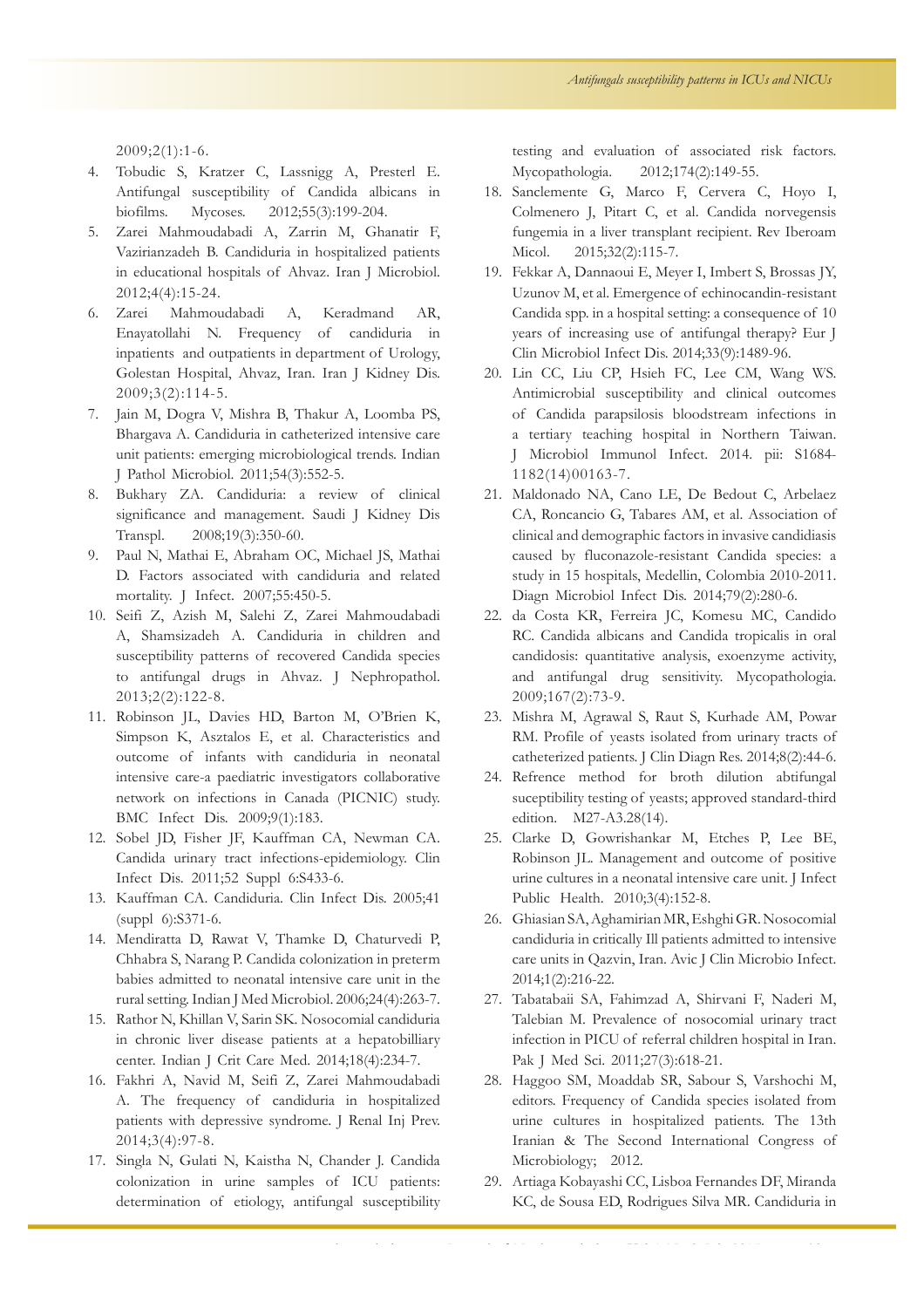2009;2(1):1-6.

4. Tobudic S, Kratzer C, Lassnigg A, Presterl E. Antifungal susceptibility of Candida albicans in biofilms. Mycoses. 2012;55(3):199-204.
5. Zarei Mahmoudabadi A, Zarrin M, Ghanatir F, Vazirianzadeh B. Candiduria in hospitalized patients in educational hospitals of Ahvaz. Iran J Microbiol. 2012;4(4):15-24.
6. Zarei Mahmoudabadi A, Keradmand AR, Enayatollahi N. Frequency of candiduria in inpatients and outpatients in department of Urology, Golestan Hospital, Ahvaz, Iran. Iran J Kidney Dis. 2009;3(2):114-5.
7. Jain M, Dogra V, Mishra B, Thakur A, Loomba PS, Bhargava A. Candiduria in catheterized intensive care unit patients: emerging microbiological trends. Indian J Pathol Microbiol. 2011;54(3):552-5.
8. Bukhary ZA. Candiduria: a review of clinical significance and management. Saudi J Kidney Dis Transpl. 2008;19(3):350-60.
9. Paul N, Mathai E, Abraham OC, Michael JS, Mathai D. Factors associated with candiduria and related mortality. J Infect. 2007;55:450-5.
10. Seifi Z, Azish M, Salehi Z, Zarei Mahmoudabadi A, Shamsizadeh A. Candiduria in children and susceptibility patterns of recovered Candida species to antifungal drugs in Ahvaz. J Nephropathol. 2013;2(2):122-8.
11. Robinson JL, Davies HD, Barton M, O'Brien K, Simpson K, Asztalos E, et al. Characteristics and outcome of infants with candiduria in neonatal intensive care-a paediatric investigators collaborative network on infections in Canada (PICNIC) study. BMC Infect Dis. 2009;9(1):183.
12. Sobel JD, Fisher JF, Kauffman CA, Newman CA. Candida urinary tract infections-epidemiology. Clin Infect Dis. 2011;52 Suppl 6:S433-6.
13. Kauffman CA. Candiduria. Clin Infect Dis. 2005;41 (suppl 6):S371-6.
14. Mendiratta D, Rawat V, Thamke D, Chaturvedi P, Chhabra S, Narang P. Candida colonization in preterm babies admitted to neonatal intensive care unit in the rural setting. Indian J Med Microbiol. 2006;24(4):263-7.
15. Rathor N, Khillan V, Sarin SK. Nosocomial candiduria in chronic liver disease patients at a hepatobilliary center. Indian J Crit Care Med. 2014;18(4):234-7.
16. Fakhri A, Navid M, Seifi Z, Zarei Mahmoudabadi A. The frequency of candiduria in hospitalized patients with depressive syndrome. J Renal Inj Prev. 2014;3(4):97-8.
17. Singla N, Gulati N, Kaistha N, Chander J. Candida colonization in urine samples of ICU patients: determination of etiology, antifungal susceptibility testing and evaluation of associated risk factors. Mycopathologia. 2012;174(2):149-55.
18. Sanclemente G, Marco F, Cervera C, Hoyo I, Colmenero J, Pitart C, et al. Candida norvegensis fungemia in a liver transplant recipient. Rev Iberoam Micol. 2015;32(2):115-7.
19. Fekkar A, Dannaoui E, Meyer I, Imbert S, Brossas JY, Uzunov M, et al. Emergence of echinocandin-resistant Candida spp. in a hospital setting: a consequence of 10 years of increasing use of antifungal therapy? Eur J Clin Microbiol Infect Dis. 2014;33(9):1489-96.
20. Lin CC, Liu CP, Hsieh FC, Lee CM, Wang WS. Antimicrobial susceptibility and clinical outcomes of Candida parapsilosis bloodstream infections in a tertiary teaching hospital in Northern Taiwan. J Microbiol Immunol Infect. 2014. pii: S1684-1182(14)00163-7.
21. Maldonado NA, Cano LE, De Bedout C, Arbelaez CA, Roncancio G, Tabares AM, et al. Association of clinical and demographic factors in invasive candidiasis caused by fluconazole-resistant Candida species: a study in 15 hospitals, Medellin, Colombia 2010-2011. Diagn Microbiol Infect Dis. 2014;79(2):280-6.
22. da Costa KR, Ferreira JC, Komesu MC, Candido RC. Candida albicans and Candida tropicalis in oral candidosis: quantitative analysis, exoenzyme activity, and antifungal drug sensitivity. Mycopathologia. 2009;167(2):73-9.
23. Mishra M, Agrawal S, Raut S, Kurhade AM, Powar RM. Profile of yeasts isolated from urinary tracts of catheterized patients. J Clin Diagn Res. 2014;8(2):44-6.
24. Refrence method for broth dilution abtifungal suceptibility testing of yeasts; approved standard-third edition. M27-A3.28(14).
25. Clarke D, Gowrishankar M, Etches P, Lee BE, Robinson JL. Management and outcome of positive urine cultures in a neonatal intensive care unit. J Infect Public Health. 2010;3(4):152-8.
26. Ghiasian SA, Aghamirian MR, Eshghi GR. Nosocomial candiduria in critically Ill patients admitted to intensive care units in Qazvin, Iran. Avic J Clin Microbio Infect. 2014;1(2):216-22.
27. Tabatabaii SA, Fahimzad A, Shirvani F, Naderi M, Talebian M. Prevalence of nosocomial urinary tract infection in PICU of referral children hospital in Iran. Pak J Med Sci. 2011;27(3):618-21.
28. Haggoo SM, Moaddab SR, Sabour S, Varshochi M, editors. Frequency of Candida species isolated from urine cultures in hospitalized patients. The 13th Iranian & The Second International Congress of Microbiology; 2012.
29. Artiaga Kobayashi CC, Lisboa Fernandes DF, Miranda KC, de Sousa ED, Rodrigues Silva MR. Candiduria in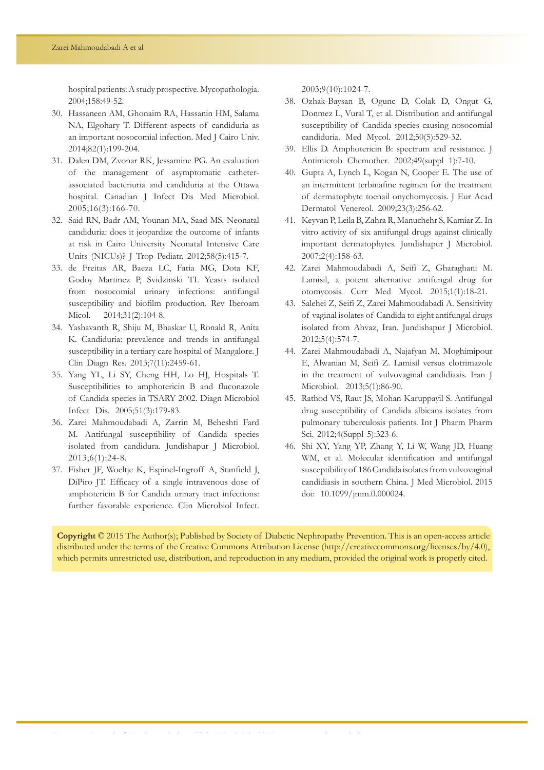hospital patients: A study prospective. Mycopathologia. 2004;158:49-52.

30. Hassaneen AM, Ghonaim RA, Hassanin HM, Salama NA, Elgohary T. Different aspects of candiduria as an important nosocomial infection. Med J Cairo Univ. 2014;82(1):199-204.
31. Dalen DM, Zvonar RK, Jessamine PG. An evaluation of the management of asymptomatic catheter-associated bacteriuria and candiduria at the Ottawa hospital. Canadian J Infect Dis Med Microbiol. 2005;16(3):166-70.
32. Said RN, Badr AM, Younan MA, Saad MS. Neonatal candiduria: does it jeopardize the outcome of infants at risk in Cairo University Neonatal Intensive Care Units (NICUs)? J Trop Pediatr. 2012;58(5):415-7.
33. de Freitas AR, Baeza LC, Faria MG, Dota KF, Godoy Martinez P, Svidzinski TI. Yeasts isolated from nosocomial urinary infections: antifungal susceptibility and biofilm production. Rev Iberoam Micol. 2014;31(2):104-8.
34. Yashavanth R, Shiju M, Bhaskar U, Ronald R, Anita K. Candiduria: prevalence and trends in antifungal susceptibility in a tertiary care hospital of Mangalore. J Clin Diagn Res. 2013;7(11):2459-61.
35. Yang YL, Li SY, Cheng HH, Lo HJ, Hospitals T. Susceptibilities to amphotericin B and fluconazole of Candida species in TSARY 2002. Diagn Microbiol Infect Dis. 2005;51(3):179-83.
36. Zarei Mahmoudabadi A, Zarrin M, Beheshti Fard M. Antifungal susceptibility of Candida species isolated from candidura. Jundishapur J Microbiol. 2013;6(1):24-8.
37. Fisher JF, Woeltje K, Espinel-Ingroff A, Stanfield J, DiPiro JT. Efficacy of a single intravenous dose of amphotericin B for Candida urinary tract infections: further favorable experience. Clin Microbiol Infect. 2003;9(10):1024-7.
38. Ozhak-Baysan B, Ogunc D, Colak D, Ongut G, Donmez L, Vural T, et al. Distribution and antifungal susceptibility of Candida species causing nosocomial candiduria. Med Mycol. 2012;50(5):529-32.
39. Ellis D. Amphotericin B: spectrum and resistance. J Antimicrob Chemother. 2002;49(suppl 1):7-10.
40. Gupta A, Lynch L, Kogan N, Cooper E. The use of an intermittent terbinafine regimen for the treatment of dermatophyte toenail onychomycosis. J Eur Acad Dermatol Venereol. 2009;23(3):256-62.
41. Keyvan P, Leila B, Zahra R, Manuchehr S, Kamiar Z. In vitro activity of six antifungal drugs against clinically important dermatophytes. Jundishapur J Microbiol. 2007;2(4):158-63.
42. Zarei Mahmoudabadi A, Seifi Z, Gharaghani M. Lamisil, a potent alternative antifungal drug for otomycosis. Curr Med Mycol. 2015;1(1):18-21.
43. Salehei Z, Seifi Z, Zarei Mahmoudabadi A. Sensitivity of vaginal isolates of Candida to eight antifungal drugs isolated from Ahvaz, Iran. Jundishapur J Microbiol. 2012;5(4):574-7.
44. Zarei Mahmoudabadi A, Najafyan M, Moghimipour E, Alwanian M, Seifi Z. Lamisil versus clotrimazole in the treatment of vulvovaginal candidiasis. Iran J Microbiol. 2013;5(1):86-90.
45. Rathod VS, Raut JS, Mohan Karuppayil S. Antifungal drug susceptibility of Candida albicans isolates from pulmonary tuberculosis patients. Int J Pharm Pharm Sci. 2012;4(Suppl 5):323-6.
46. Shi XY, Yang YP, Zhang Y, Li W, Wang JD, Huang WM, et al. Molecular identification and antifungal susceptibility of 186 Candida isolates from vulvovaginal candidiasis in southern China. J Med Microbiol. 2015 doi: 10.1099/jmm.0.000024.

**Copyright** © 2015 The Author(s); Published by Society of Diabetic Nephropathy Prevention. This is an open-access article distributed under the terms of the Creative Commons Attribution License (http://creativecommons.org/licenses/by/4.0), which permits unrestricted use, distribution, and reproduction in any medium, provided the original work is properly cited.